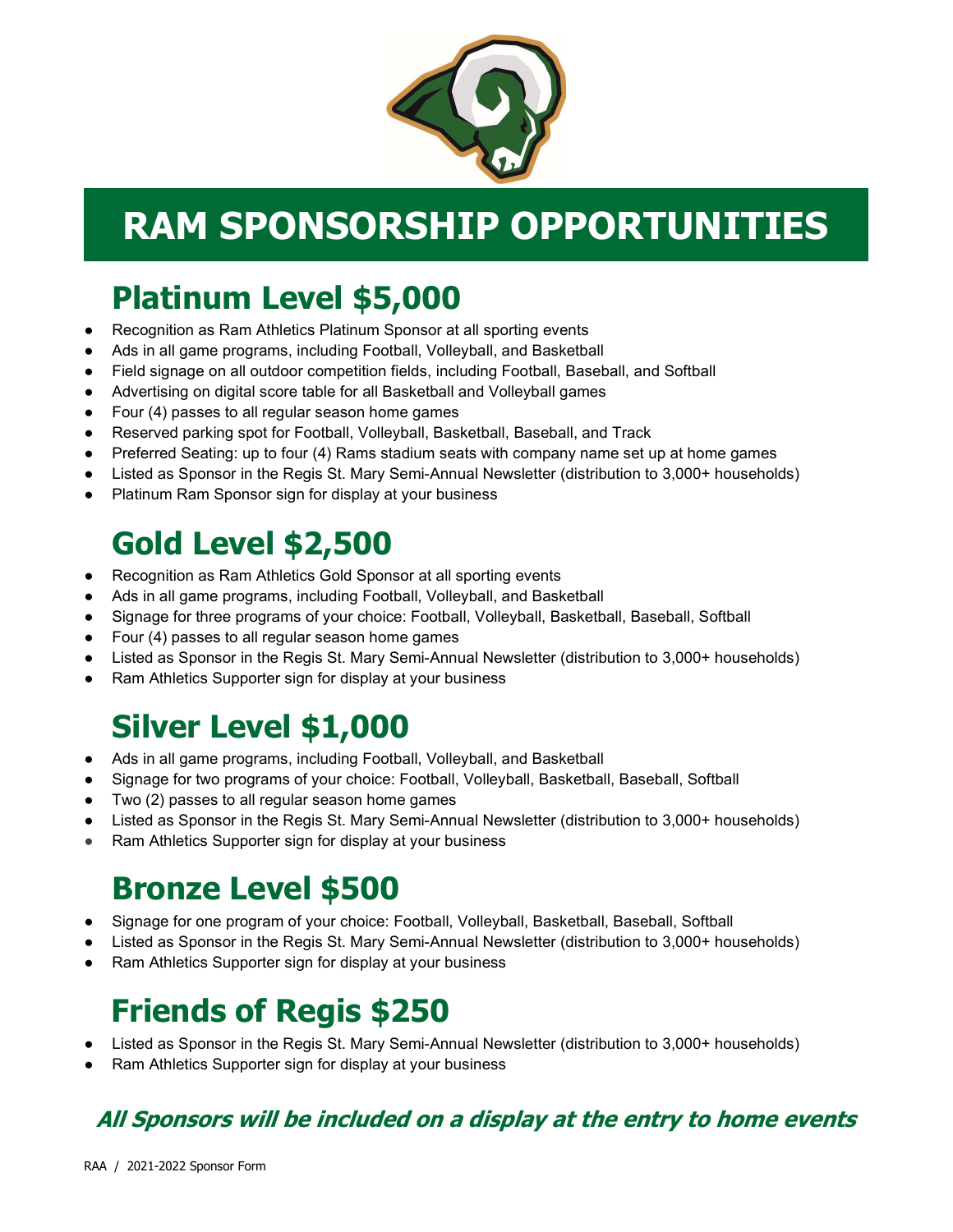# RAM SPONSORSHIP OPPORTUNITIES

## Platinum Level $5,000

- Recognition as Ram Athletics Platinum Sponsor at all sporting events
- Ads in all game programs, including Football, Volleyball, and Basketball
- Field signage on all outdoor competition fields, including Football, Baseball, and Softball
- Advertising on digital score table for all Basketball and Volleyball games
- Four (4) passes to all regular season home games
- Reserved parking spot for Football, Volleyball, Basketball, Baseball, and Track
- Preferred Seating: up to four (4) Rams stadium seats with company name set up at home games
- Listed as Sponsor in the Regis St. Mary Semi-Annual Newsletter (distribution to 3,000+ households)
- Platinum Ram Sponsor sign for display at your business

## Gold Level $2,500

- Recognition as Ram Athletics Gold Sponsor at all sporting events
- Ads in all game programs, including Football, Volleyball, and Basketball
- Signage for three programs of your choice: Football, Volleyball, Basketball, Baseball, Softball
- Four (4) passes to all regular season home games
- Listed as Sponsor in the Regis St. Mary Semi-Annual Newsletter (distribution to 3,000+ households)
- Ram Athletics Supporter sign for display at your business

## Silver Level $1,000

- Ads in all game programs, including Football, Volleyball, and Basketball
- Signage for two programs of your choice: Football, Volleyball, Basketball, Baseball, Softball
- Two (2) passes to all regular season home games
- Listed as Sponsor in the Regis St. Mary Semi-Annual Newsletter (distribution to 3,000+ households)
- Ram Athletics Supporter sign for display at your business

## Bronze Level $500

- Signage for one program of your choice: Football, Volleyball, Basketball, Baseball, Softball
- Listed as Sponsor in the Regis St. Mary Semi-Annual Newsletter (distribution to 3,000+ households)
- Ram Athletics Supporter sign for display at your business

## Friends of Regis $250

- Listed as Sponsor in the Regis St. Mary Semi-Annual Newsletter (distribution to 3,000+ households)
- Ram Athletics Supporter sign for display at your business

***All Sponsors will be included on a display at the entry to home events***

RAA / 2021-2022 Sponsor Form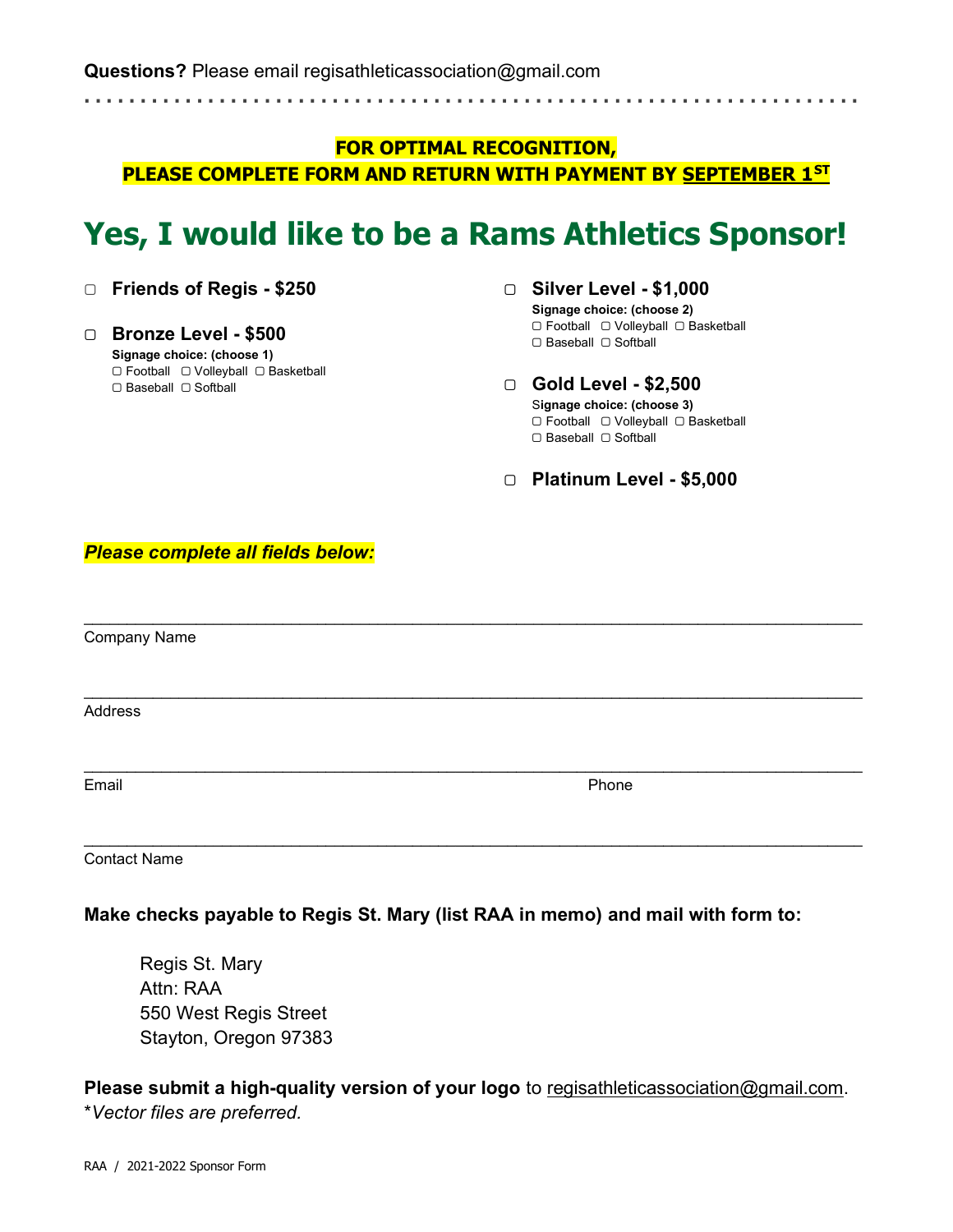**Questions?** Please email regisathleticassociation@gmail.com

**FOR OPTIMAL RECOGNITION,**
**PLEASE COMPLETE FORM AND RETURN WITH PAYMENT BY SEPTEMBER 1ST**

# Yes, I would like to be a Rams Athletics Sponsor!

▢ **Friends of Regis - $250**

▢ **Bronze Level - $500**
**Signage choice: (choose 1)**
▢ Football ▢ Volleyball ▢ Basketball
▢ Baseball ▢ Softball

▢ **Silver Level - $1,000**
**Signage choice: (choose 2)**
▢ Football ▢ Volleyball ▢ Basketball
▢ Baseball ▢ Softball

▢ **Gold Level - $2,500**
**Signage choice: (choose 3)**
▢ Football ▢ Volleyball ▢ Basketball
▢ Baseball ▢ Softball

▢ **Platinum Level - $5,000**

***Please complete all fields below:***

\_\_\_\_\_\_\_\_\_\_\_\_\_\_\_\_\_\_\_\_\_\_\_\_\_\_\_\_\_\_\_\_\_\_\_\_\_\_\_\_\_\_\_\_\_\_\_\_
Company Name

\_\_\_\_\_\_\_\_\_\_\_\_\_\_\_\_\_\_\_\_\_\_\_\_\_\_\_\_\_\_\_\_\_\_\_\_\_\_\_\_\_\_\_\_\_\_\_\_
Address

\_\_\_\_\_\_\_\_\_\_\_\_\_\_\_\_\_\_\_\_\_\_\_\_\_\_\_\_\_\_\_\_\_\_\_\_\_\_\_\_\_\_\_\_\_\_\_\_
Email Phone

\_\_\_\_\_\_\_\_\_\_\_\_\_\_\_\_\_\_\_\_\_\_\_\_\_\_\_\_\_\_\_\_\_\_\_\_\_\_\_\_\_\_\_\_\_\_\_\_
Contact Name

**Make checks payable to Regis St. Mary (list RAA in memo) and mail with form to:**

Regis St. Mary
Attn: RAA
550 West Regis Street
Stayton, Oregon 97383

**Please submit a high-quality version of your logo** to regisathleticassociation@gmail.com.
**Vector files are preferred.*

RAA / 2021-2022 Sponsor Form